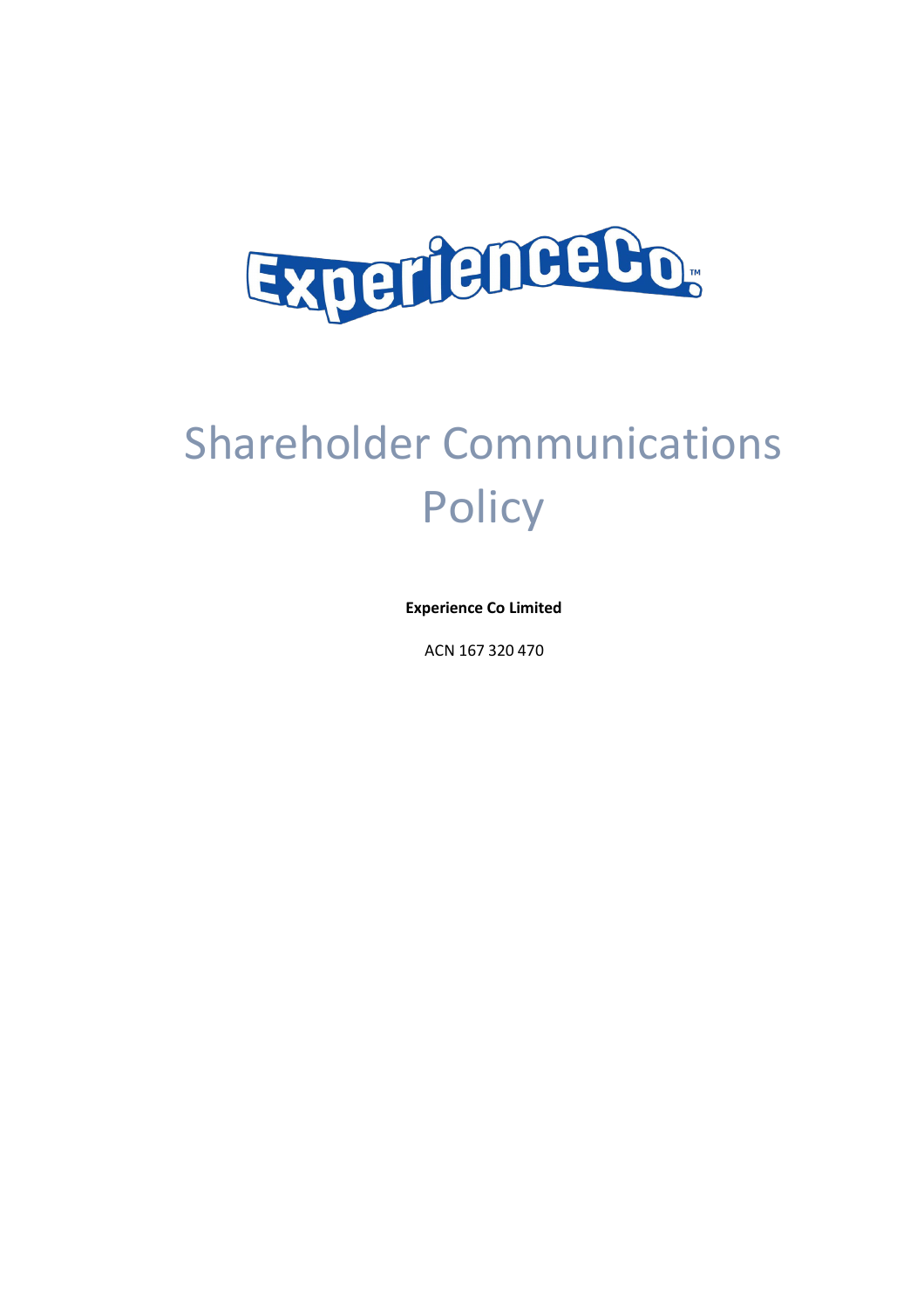# Shareholder Communications Policy

**Experience Co Limited**

ACN 167 320 470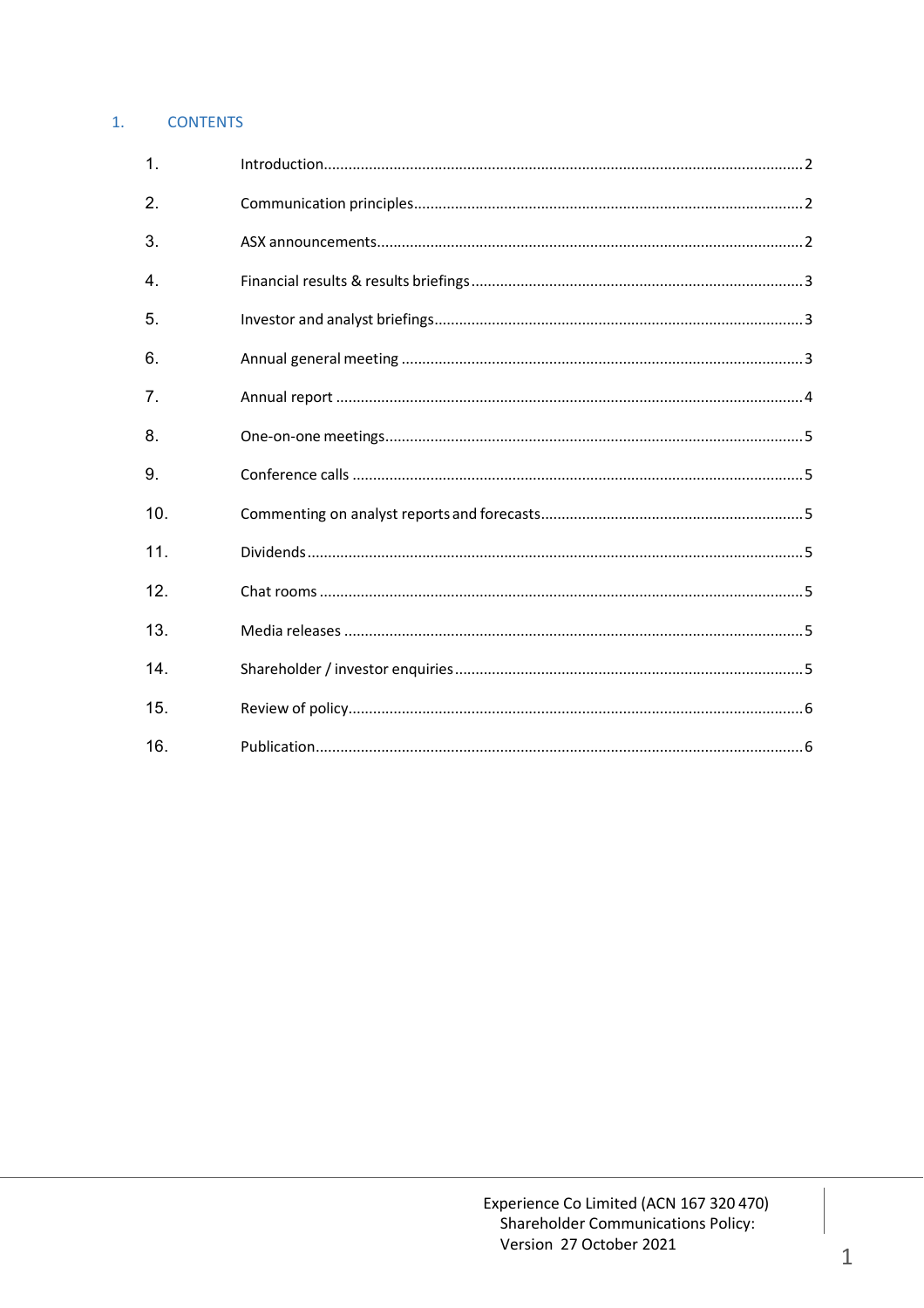## 1. CONTENTS

1. Introduction.......2
2. Communication principles.......2
3. ASX announcements.......2
4. Financial results & results briefings.......3
5. Investor and analyst briefings.......3
6. Annual general meeting.......3
7. Annual report.......4
8. One-on-one meetings.......5
9. Conference calls.......5
10. Commenting on analyst reports and forecasts.......5
11. Dividends.......5
12. Chat rooms.......5
13. Media releases.......5
14. Shareholder / investor enquiries.......5
15. Review of policy.......6
16. Publication.......6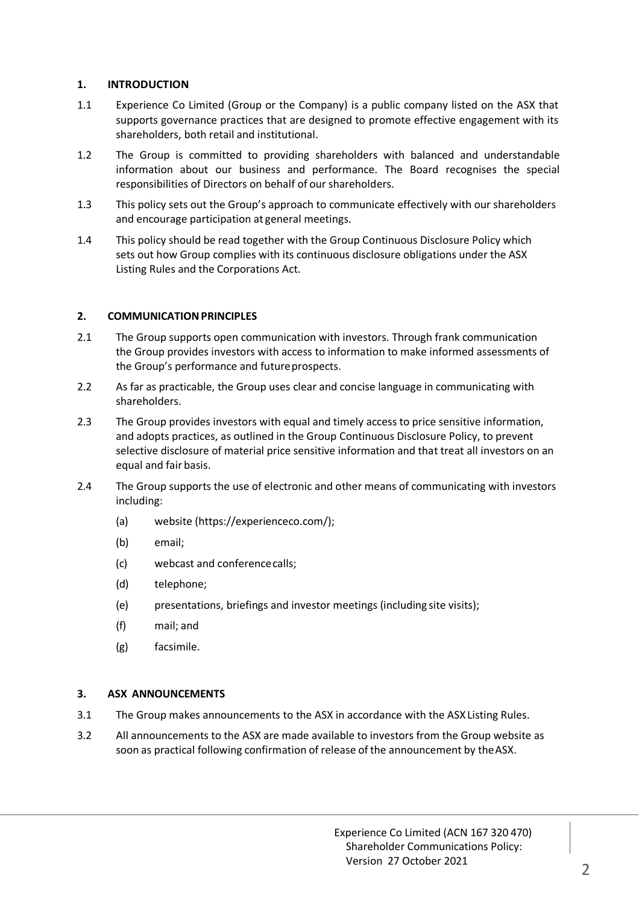## 1. INTRODUCTION

1.1 Experience Co Limited (Group or the Company) is a public company listed on the ASX that supports governance practices that are designed to promote effective engagement with its shareholders, both retail and institutional.

1.2 The Group is committed to providing shareholders with balanced and understandable information about our business and performance. The Board recognises the special responsibilities of Directors on behalf of our shareholders.

1.3 This policy sets out the Group's approach to communicate effectively with our shareholders and encourage participation at general meetings.

1.4 This policy should be read together with the Group Continuous Disclosure Policy which sets out how Group complies with its continuous disclosure obligations under the ASX Listing Rules and the Corporations Act.

## 2. COMMUNICATION PRINCIPLES

2.1 The Group supports open communication with investors. Through frank communication the Group provides investors with access to information to make informed assessments of the Group's performance and future prospects.

2.2 As far as practicable, the Group uses clear and concise language in communicating with shareholders.

2.3 The Group provides investors with equal and timely access to price sensitive information, and adopts practices, as outlined in the Group Continuous Disclosure Policy, to prevent selective disclosure of material price sensitive information and that treat all investors on an equal and fair basis.

2.4 The Group supports the use of electronic and other means of communicating with investors including:

(a) website (https://experienceco.com/);

(b) email;

(c) webcast and conference calls;

(d) telephone;

(e) presentations, briefings and investor meetings (including site visits);

(f) mail; and

(g) facsimile.

## 3. ASX ANNOUNCEMENTS

3.1 The Group makes announcements to the ASX in accordance with the ASX Listing Rules.

3.2 All announcements to the ASX are made available to investors from the Group website as soon as practical following confirmation of release of the announcement by the ASX.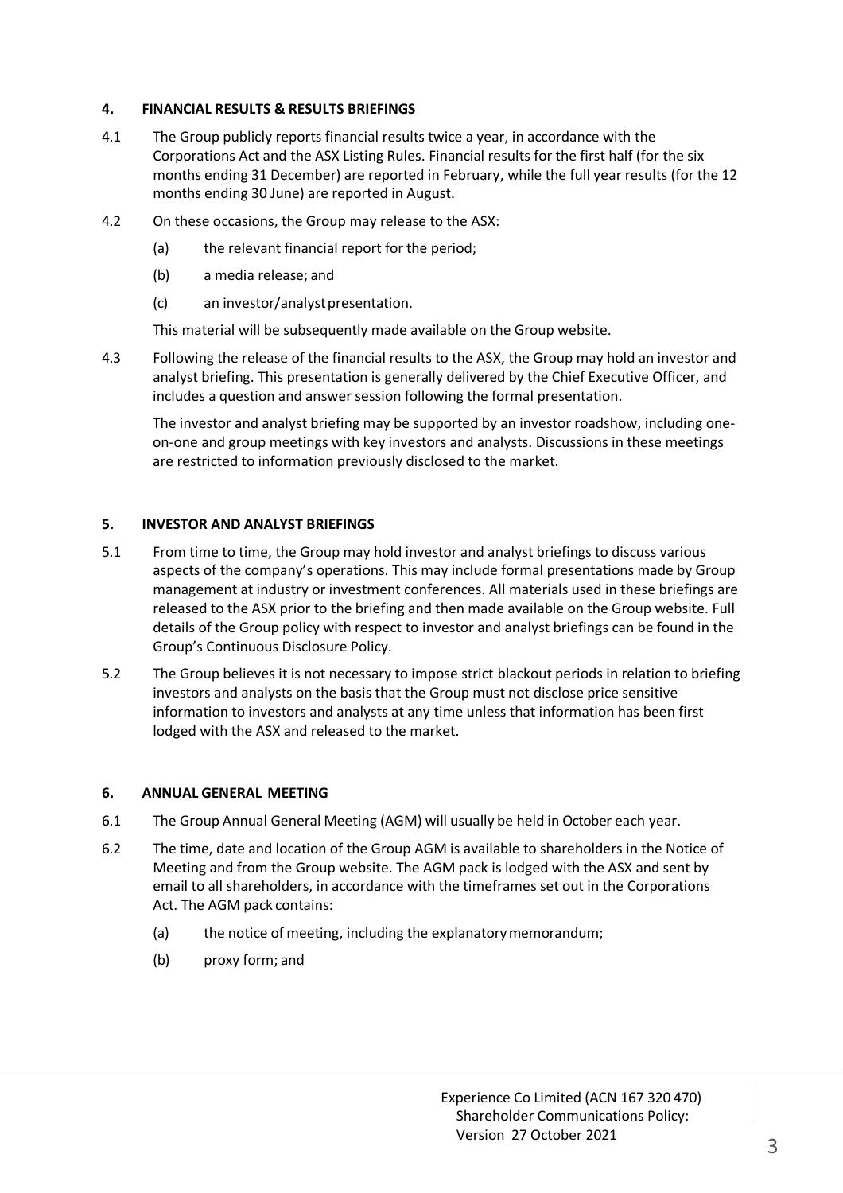## 4. FINANCIAL RESULTS & RESULTS BRIEFINGS

4.1 The Group publicly reports financial results twice a year, in accordance with the Corporations Act and the ASX Listing Rules. Financial results for the first half (for the six months ending 31 December) are reported in February, while the full year results (for the 12 months ending 30 June) are reported in August.

4.2 On these occasions, the Group may release to the ASX:

(a) the relevant financial report for the period;

(b) a media release; and

(c) an investor/analyst presentation.

This material will be subsequently made available on the Group website.

4.3 Following the release of the financial results to the ASX, the Group may hold an investor and analyst briefing. This presentation is generally delivered by the Chief Executive Officer, and includes a question and answer session following the formal presentation.

The investor and analyst briefing may be supported by an investor roadshow, including one-on-one and group meetings with key investors and analysts. Discussions in these meetings are restricted to information previously disclosed to the market.

## 5. INVESTOR AND ANALYST BRIEFINGS

5.1 From time to time, the Group may hold investor and analyst briefings to discuss various aspects of the company's operations. This may include formal presentations made by Group management at industry or investment conferences. All materials used in these briefings are released to the ASX prior to the briefing and then made available on the Group website. Full details of the Group policy with respect to investor and analyst briefings can be found in the Group's Continuous Disclosure Policy.

5.2 The Group believes it is not necessary to impose strict blackout periods in relation to briefing investors and analysts on the basis that the Group must not disclose price sensitive information to investors and analysts at any time unless that information has been first lodged with the ASX and released to the market.

## 6. ANNUAL GENERAL MEETING

6.1 The Group Annual General Meeting (AGM) will usually be held in October each year.

6.2 The time, date and location of the Group AGM is available to shareholders in the Notice of Meeting and from the Group website. The AGM pack is lodged with the ASX and sent by email to all shareholders, in accordance with the timeframes set out in the Corporations Act. The AGM pack contains:

(a) the notice of meeting, including the explanatory memorandum;

(b) proxy form; and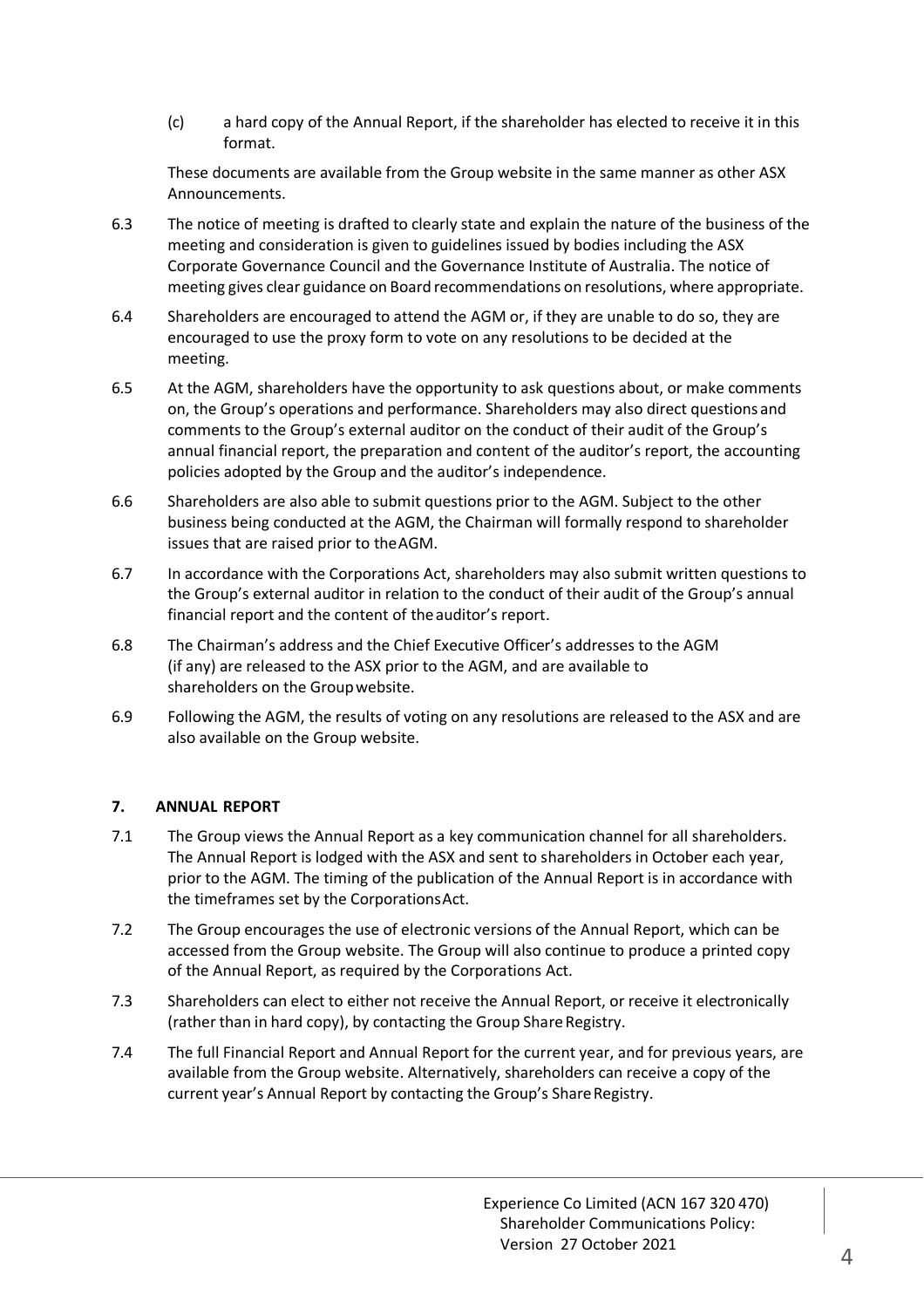(c) a hard copy of the Annual Report, if the shareholder has elected to receive it in this format.

These documents are available from the Group website in the same manner as other ASX Announcements.

6.3 The notice of meeting is drafted to clearly state and explain the nature of the business of the meeting and consideration is given to guidelines issued by bodies including the ASX Corporate Governance Council and the Governance Institute of Australia. The notice of meeting gives clear guidance on Board recommendations on resolutions, where appropriate.

6.4 Shareholders are encouraged to attend the AGM or, if they are unable to do so, they are encouraged to use the proxy form to vote on any resolutions to be decided at the meeting.

6.5 At the AGM, shareholders have the opportunity to ask questions about, or make comments on, the Group's operations and performance. Shareholders may also direct questions and comments to the Group's external auditor on the conduct of their audit of the Group's annual financial report, the preparation and content of the auditor's report, the accounting policies adopted by the Group and the auditor's independence.

6.6 Shareholders are also able to submit questions prior to the AGM. Subject to the other business being conducted at the AGM, the Chairman will formally respond to shareholder issues that are raised prior to the AGM.

6.7 In accordance with the Corporations Act, shareholders may also submit written questions to the Group's external auditor in relation to the conduct of their audit of the Group's annual financial report and the content of the auditor's report.

6.8 The Chairman's address and the Chief Executive Officer's addresses to the AGM (if any) are released to the ASX prior to the AGM, and are available to shareholders on the Group website.

6.9 Following the AGM, the results of voting on any resolutions are released to the ASX and are also available on the Group website.

## 7. ANNUAL REPORT

7.1 The Group views the Annual Report as a key communication channel for all shareholders. The Annual Report is lodged with the ASX and sent to shareholders in October each year, prior to the AGM. The timing of the publication of the Annual Report is in accordance with the timeframes set by the Corporations Act.

7.2 The Group encourages the use of electronic versions of the Annual Report, which can be accessed from the Group website. The Group will also continue to produce a printed copy of the Annual Report, as required by the Corporations Act.

7.3 Shareholders can elect to either not receive the Annual Report, or receive it electronically (rather than in hard copy), by contacting the Group Share Registry.

7.4 The full Financial Report and Annual Report for the current year, and for previous years, are available from the Group website. Alternatively, shareholders can receive a copy of the current year's Annual Report by contacting the Group's Share Registry.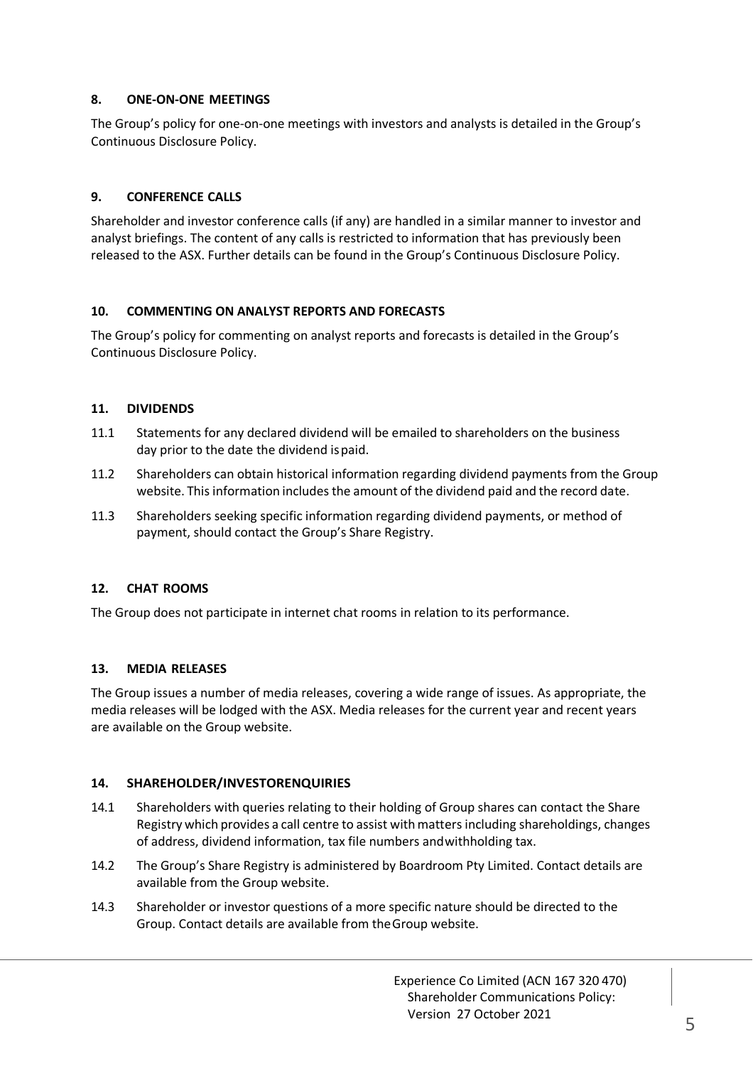## 8. ONE-ON-ONE MEETINGS

The Group's policy for one-on-one meetings with investors and analysts is detailed in the Group's Continuous Disclosure Policy.

## 9. CONFERENCE CALLS

Shareholder and investor conference calls (if any) are handled in a similar manner to investor and analyst briefings. The content of any calls is restricted to information that has previously been released to the ASX. Further details can be found in the Group's Continuous Disclosure Policy.

## 10. COMMENTING ON ANALYST REPORTS AND FORECASTS

The Group's policy for commenting on analyst reports and forecasts is detailed in the Group's Continuous Disclosure Policy.

## 11. DIVIDENDS

11.1 Statements for any declared dividend will be emailed to shareholders on the business day prior to the date the dividend is paid.

11.2 Shareholders can obtain historical information regarding dividend payments from the Group website. This information includes the amount of the dividend paid and the record date.

11.3 Shareholders seeking specific information regarding dividend payments, or method of payment, should contact the Group's Share Registry.

## 12. CHAT ROOMS

The Group does not participate in internet chat rooms in relation to its performance.

## 13. MEDIA RELEASES

The Group issues a number of media releases, covering a wide range of issues. As appropriate, the media releases will be lodged with the ASX. Media releases for the current year and recent years are available on the Group website.

## 14. SHAREHOLDER/INVESTORENQUIRIES

14.1 Shareholders with queries relating to their holding of Group shares can contact the Share Registry which provides a call centre to assist with matters including shareholdings, changes of address, dividend information, tax file numbers and withholding tax.

14.2 The Group's Share Registry is administered by Boardroom Pty Limited. Contact details are available from the Group website.

14.3 Shareholder or investor questions of a more specific nature should be directed to the Group. Contact details are available from the Group website.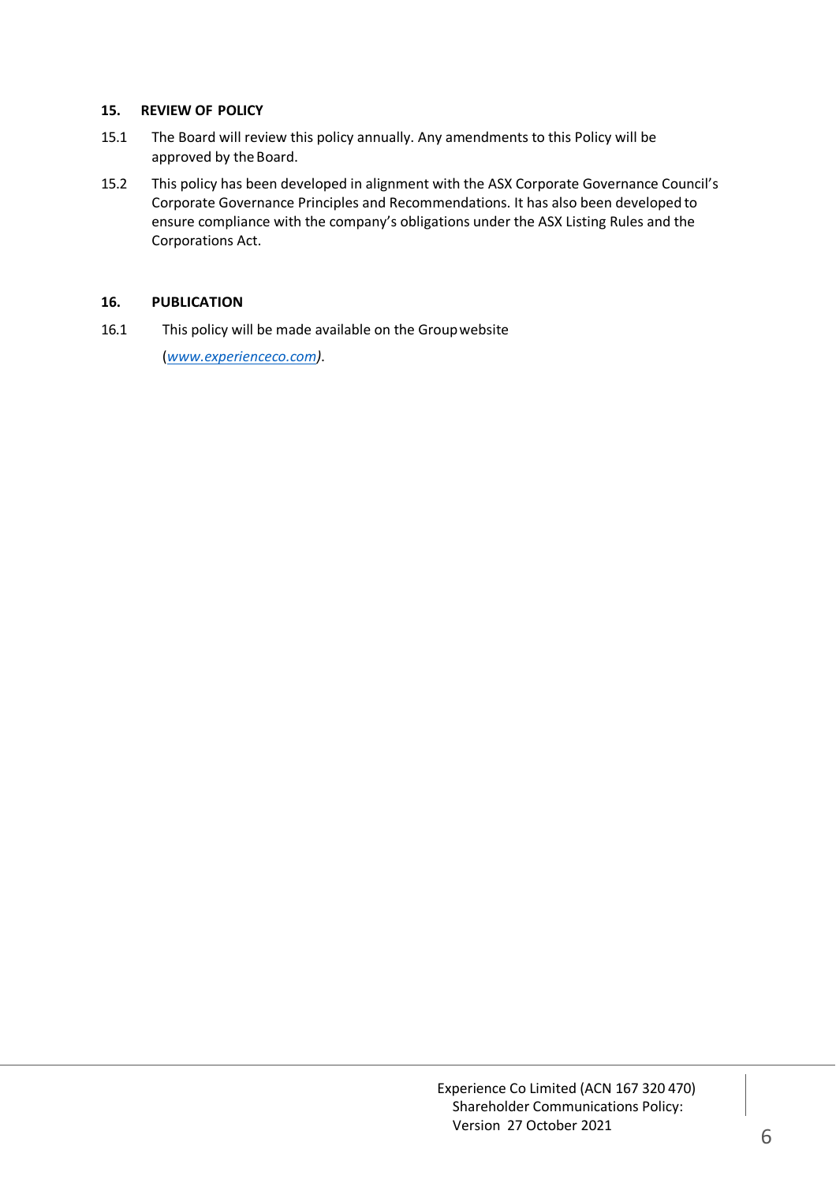## 15. REVIEW OF POLICY

15.1 The Board will review this policy annually. Any amendments to this Policy will be approved by the Board.

15.2 This policy has been developed in alignment with the ASX Corporate Governance Council's Corporate Governance Principles and Recommendations. It has also been developed to ensure compliance with the company's obligations under the ASX Listing Rules and the Corporations Act.

## 16. PUBLICATION

16.1 This policy will be made available on the Group website (*www.experienceco.com)*.